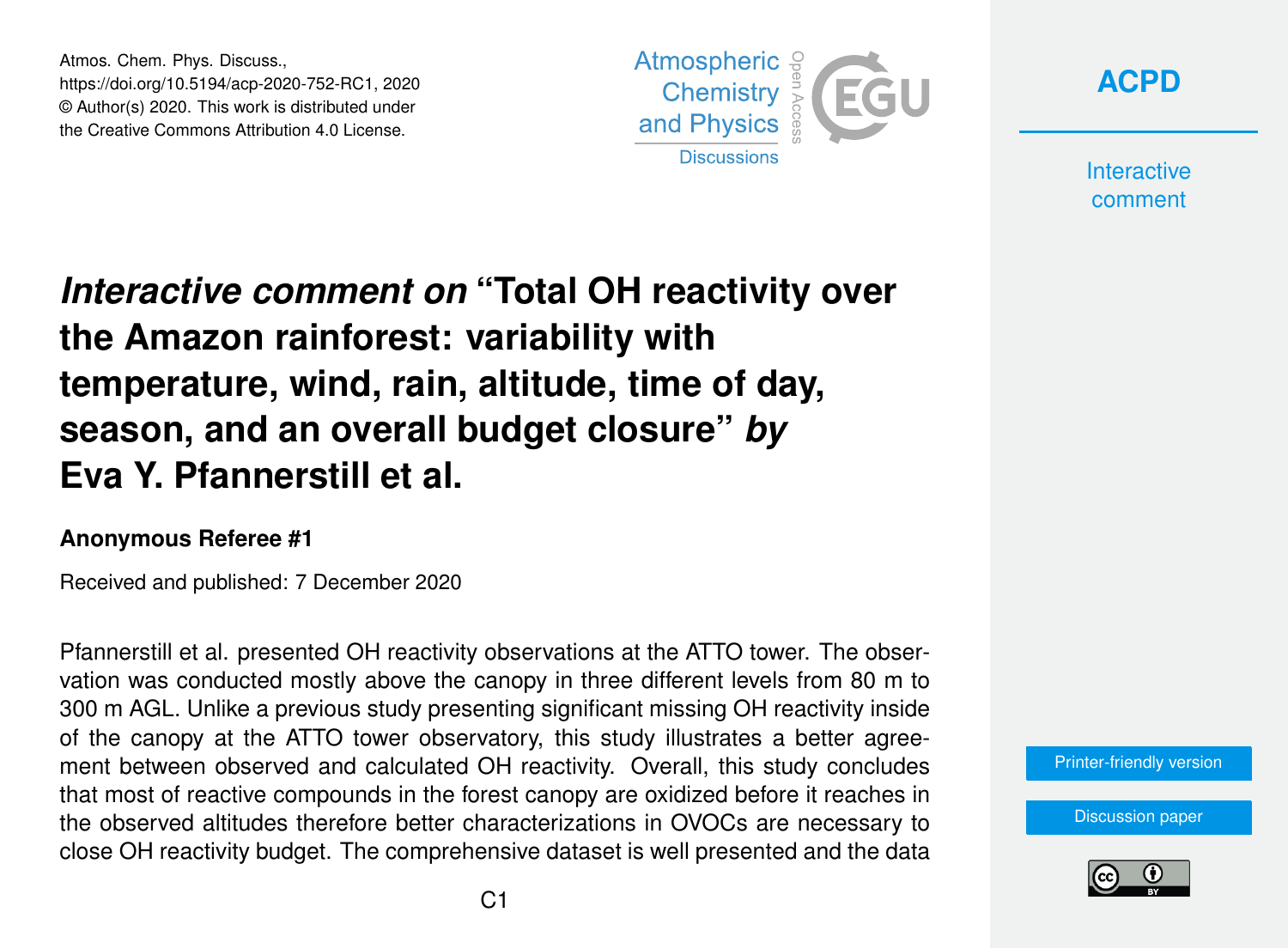Atmos. Chem. Phys. Discuss.,
https://doi.org/10.5194/acp-2020-752-RC1, 2020
© Author(s) 2020. This work is distributed under
the Creative Commons Attribution 4.0 License.

# *Interactive comment on* "Total OH reactivity over the Amazon rainforest: variability with temperature, wind, rain, altitude, time of day, season, and an overall budget closure" *by* Eva Y. Pfannerstill et al.

**Anonymous Referee #1**

Received and published: 7 December 2020

Pfannerstill et al. presented OH reactivity observations at the ATTO tower. The observation was conducted mostly above the canopy in three different levels from 80 m to 300 m AGL. Unlike a previous study presenting significant missing OH reactivity inside of the canopy at the ATTO tower observatory, this study illustrates a better agreement between observed and calculated OH reactivity. Overall, this study concludes that most of reactive compounds in the forest canopy are oxidized before it reaches in the observed altitudes therefore better characterizations in OVOCs are necessary to close OH reactivity budget. The comprehensive dataset is well presented and the data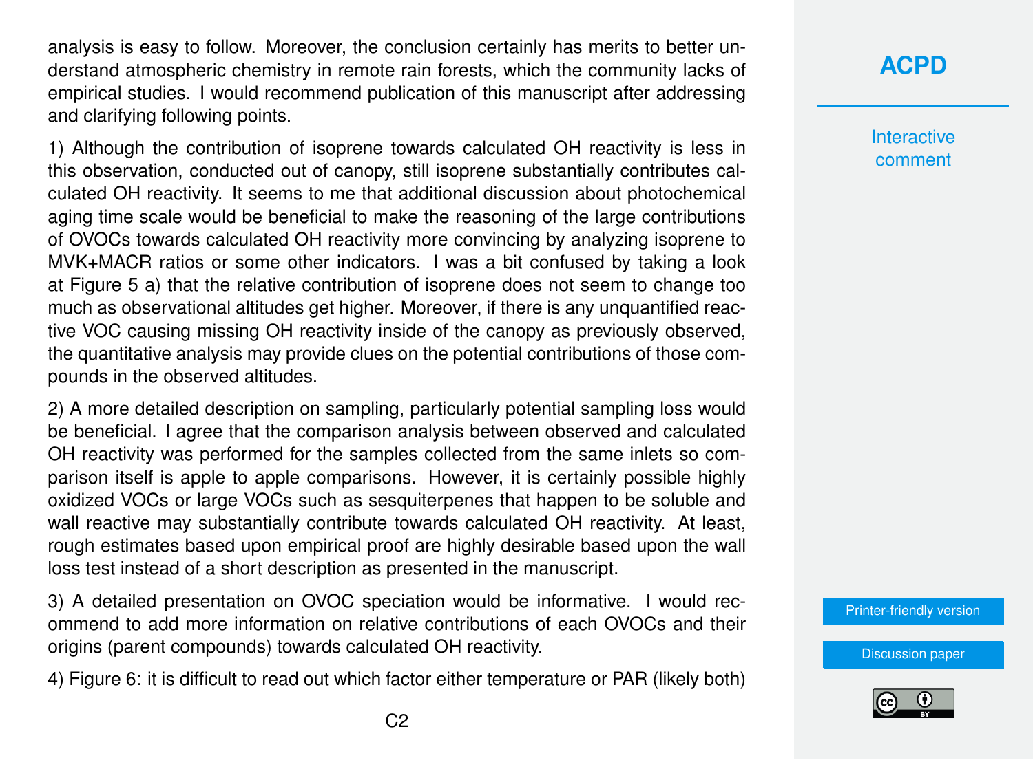analysis is easy to follow. Moreover, the conclusion certainly has merits to better understand atmospheric chemistry in remote rain forests, which the community lacks of empirical studies. I would recommend publication of this manuscript after addressing and clarifying following points.

1) Although the contribution of isoprene towards calculated OH reactivity is less in this observation, conducted out of canopy, still isoprene substantially contributes calculated OH reactivity. It seems to me that additional discussion about photochemical aging time scale would be beneficial to make the reasoning of the large contributions of OVOCs towards calculated OH reactivity more convincing by analyzing isoprene to MVK+MACR ratios or some other indicators. I was a bit confused by taking a look at Figure 5 a) that the relative contribution of isoprene does not seem to change too much as observational altitudes get higher. Moreover, if there is any unquantified reactive VOC causing missing OH reactivity inside of the canopy as previously observed, the quantitative analysis may provide clues on the potential contributions of those compounds in the observed altitudes.

2) A more detailed description on sampling, particularly potential sampling loss would be beneficial. I agree that the comparison analysis between observed and calculated OH reactivity was performed for the samples collected from the same inlets so comparison itself is apple to apple comparisons. However, it is certainly possible highly oxidized VOCs or large VOCs such as sesquiterpenes that happen to be soluble and wall reactive may substantially contribute towards calculated OH reactivity. At least, rough estimates based upon empirical proof are highly desirable based upon the wall loss test instead of a short description as presented in the manuscript.

3) A detailed presentation on OVOC speciation would be informative. I would recommend to add more information on relative contributions of each OVOCs and their origins (parent compounds) towards calculated OH reactivity.

4) Figure 6: it is difficult to read out which factor either temperature or PAR (likely both)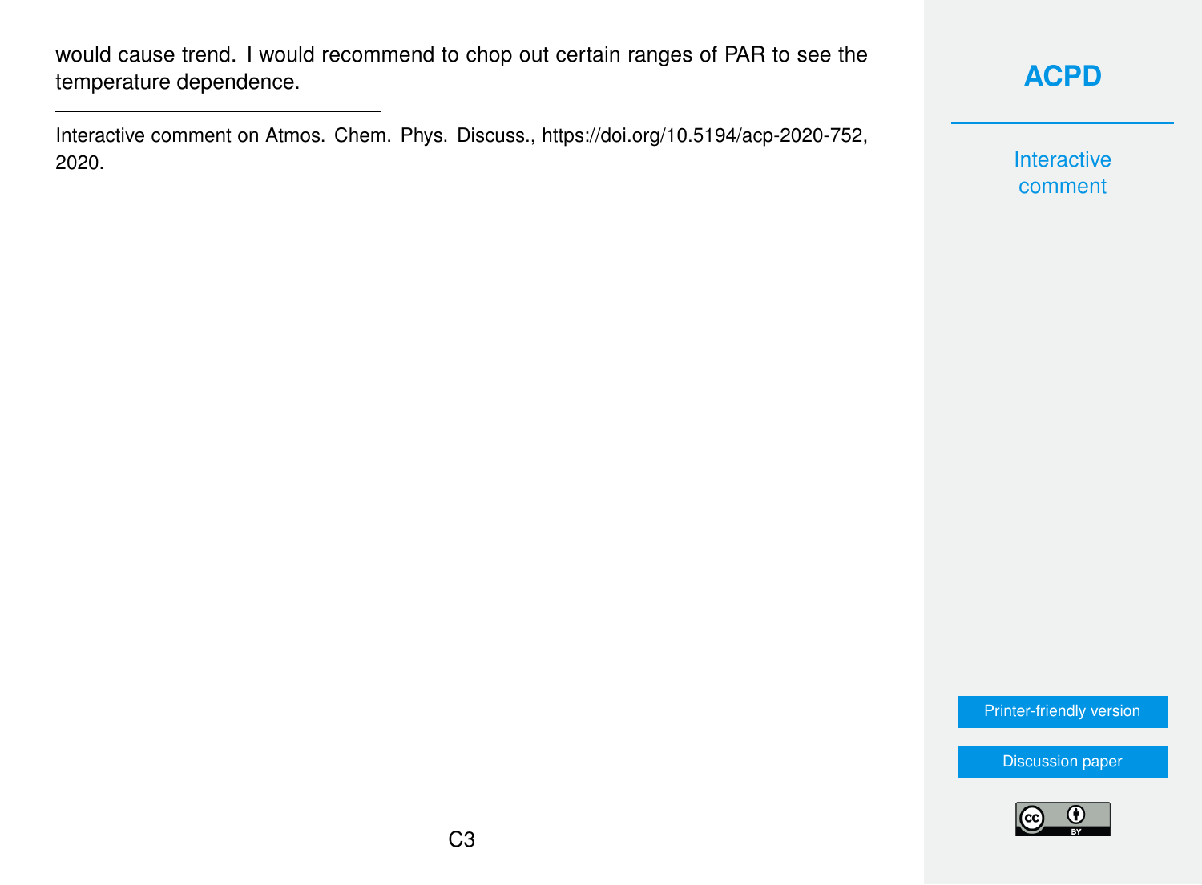would cause trend. I would recommend to chop out certain ranges of PAR to see the temperature dependence.

---

Interactive comment on Atmos. Chem. Phys. Discuss., https://doi.org/10.5194/acp-2020-752, 2020.